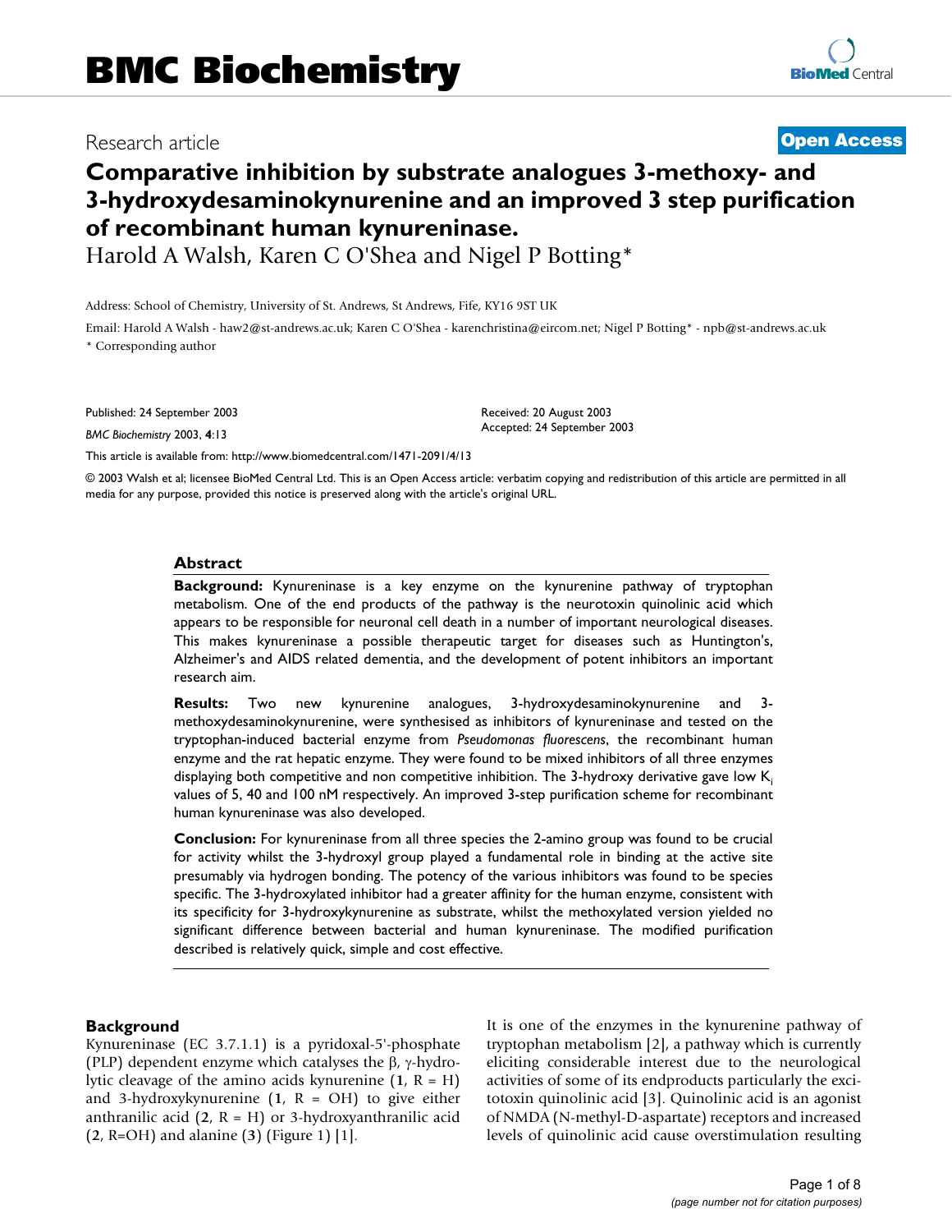# BMC Biochemistry

Research article **Open Access**

## Comparative inhibition by substrate analogues 3-methoxy- and 3-hydroxydesaminokynurenine and an improved 3 step purification of recombinant human kynureninase.

Harold A Walsh, Karen C O'Shea and Nigel P Botting*

Address: School of Chemistry, University of St. Andrews, St Andrews, Fife, KY16 9ST UK

Email: Harold A Walsh - haw2@st-andrews.ac.uk; Karen C O'Shea - karenchristina@eircom.net; Nigel P Botting* - npb@st-andrews.ac.uk

* Corresponding author

Published: 24 September 2003

*BMC Biochemistry* 2003, **4**:13

Received: 20 August 2003
Accepted: 24 September 2003

This article is available from: http://www.biomedcentral.com/1471-2091/4/13

© 2003 Walsh et al; licensee BioMed Central Ltd. This is an Open Access article: verbatim copying and redistribution of this article are permitted in all media for any purpose, provided this notice is preserved along with the article's original URL.

### Abstract

**Background:** Kynureninase is a key enzyme on the kynurenine pathway of tryptophan metabolism. One of the end products of the pathway is the neurotoxin quinolinic acid which appears to be responsible for neuronal cell death in a number of important neurological diseases. This makes kynureninase a possible therapeutic target for diseases such as Huntington's, Alzheimer's and AIDS related dementia, and the development of potent inhibitors an important research aim.

**Results:** Two new kynurenine analogues, 3-hydroxydesaminokynurenine and 3-methoxydesaminokynurenine, were synthesised as inhibitors of kynureninase and tested on the tryptophan-induced bacterial enzyme from *Pseudomonas fluorescens*, the recombinant human enzyme and the rat hepatic enzyme. They were found to be mixed inhibitors of all three enzymes displaying both competitive and non competitive inhibition. The 3-hydroxy derivative gave low $K_i$ values of 5, 40 and 100 nM respectively. An improved 3-step purification scheme for recombinant human kynureninase was also developed.

**Conclusion:** For kynureninase from all three species the 2-amino group was found to be crucial for activity whilst the 3-hydroxyl group played a fundamental role in binding at the active site presumably via hydrogen bonding. The potency of the various inhibitors was found to be species specific. The 3-hydroxylated inhibitor had a greater affinity for the human enzyme, consistent with its specificity for 3-hydroxykynurenine as substrate, whilst the methoxylated version yielded no significant difference between bacterial and human kynureninase. The modified purification described is relatively quick, simple and cost effective.

### Background

Kynureninase (EC 3.7.1.1) is a pyridoxal-5'-phosphate (PLP) dependent enzyme which catalyses the β, γ-hydrolytic cleavage of the amino acids kynurenine (**1**, R = H) and 3-hydroxykynurenine (**1**, R = OH) to give either anthranilic acid (**2**, R = H) or 3-hydroxyanthranilic acid (**2**, R=OH) and alanine (**3**) (Figure 1) [1].

It is one of the enzymes in the kynurenine pathway of tryptophan metabolism [2], a pathway which is currently eliciting considerable interest due to the neurological activities of some of its endproducts particularly the excitotoxin quinolinic acid [3]. Quinolinic acid is an agonist of NMDA (N-methyl-D-aspartate) receptors and increased levels of quinolinic acid cause overstimulation resulting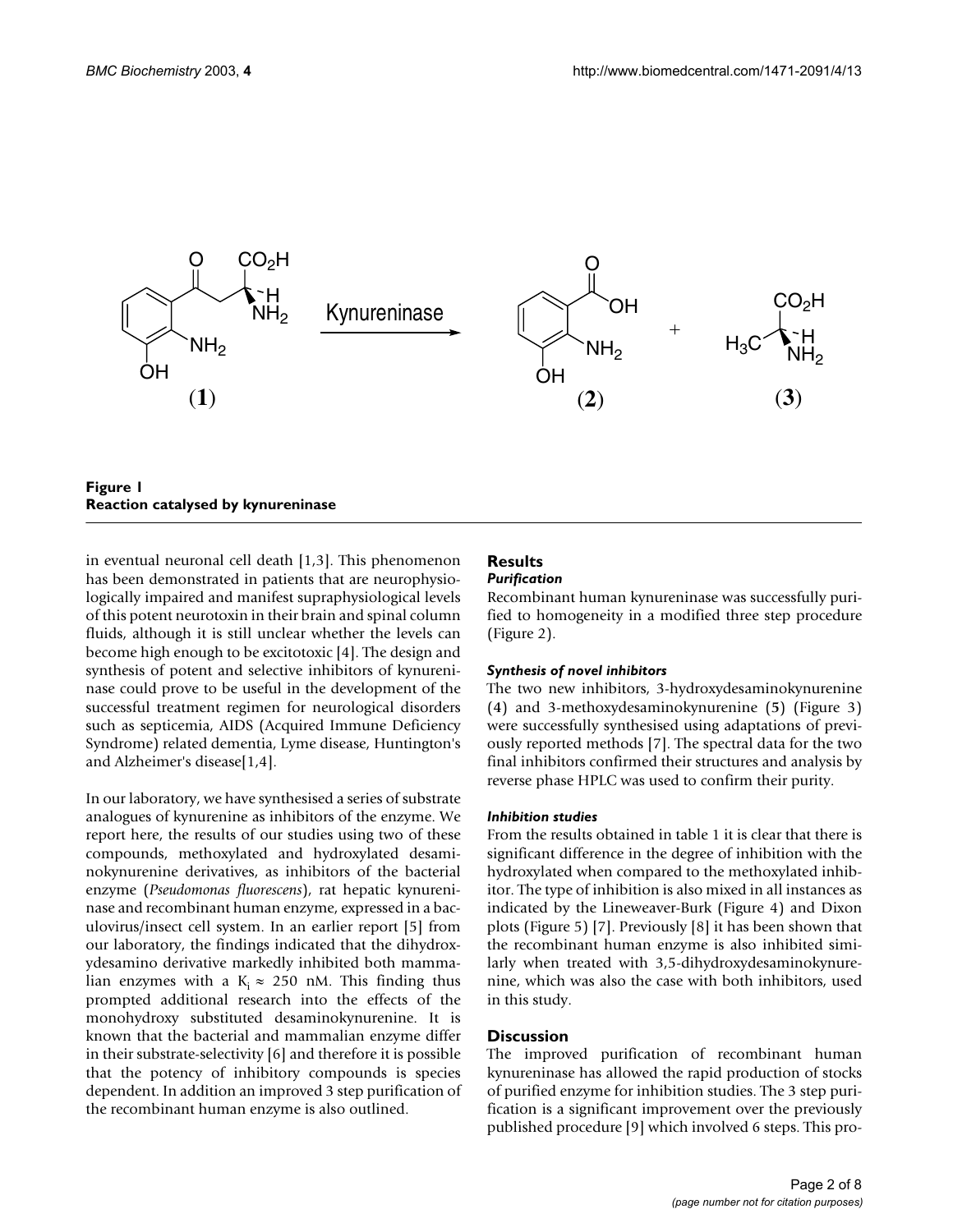**Figure 1**
**Reaction catalysed by kynureninase**

in eventual neuronal cell death [1,3]. This phenomenon has been demonstrated in patients that are neurophysiologically impaired and manifest supraphysiological levels of this potent neurotoxin in their brain and spinal column fluids, although it is still unclear whether the levels can become high enough to be excitotoxic [4]. The design and synthesis of potent and selective inhibitors of kynureninase could prove to be useful in the development of the successful treatment regimen for neurological disorders such as septicemia, AIDS (Acquired Immune Deficiency Syndrome) related dementia, Lyme disease, Huntington's and Alzheimer's disease[1,4].

In our laboratory, we have synthesised a series of substrate analogues of kynurenine as inhibitors of the enzyme. We report here, the results of our studies using two of these compounds, methoxylated and hydroxylated desaminokynurenine derivatives, as inhibitors of the bacterial enzyme (*Pseudomonas fluorescens*), rat hepatic kynureninase and recombinant human enzyme, expressed in a baculovirus/insect cell system. In an earlier report [5] from our laboratory, the findings indicated that the dihydroxydesamino derivative markedly inhibited both mammalian enzymes with a $K_i \approx 250$ nM. This finding thus prompted additional research into the effects of the monohydroxy substituted desaminokynurenine. It is known that the bacterial and mammalian enzyme differ in their substrate-selectivity [6] and therefore it is possible that the potency of inhibitory compounds is species dependent. In addition an improved 3 step purification of the recombinant human enzyme is also outlined.

## Results

### *Purification*

Recombinant human kynureninase was successfully purified to homogeneity in a modified three step procedure (Figure 2).

### *Synthesis of novel inhibitors*

The two new inhibitors, 3-hydroxydesaminokynurenine (4) and 3-methoxydesaminokynurenine (5) (Figure 3) were successfully synthesised using adaptations of previously reported methods [7]. The spectral data for the two final inhibitors confirmed their structures and analysis by reverse phase HPLC was used to confirm their purity.

### *Inhibition studies*

From the results obtained in table 1 it is clear that there is significant difference in the degree of inhibition with the hydroxylated when compared to the methoxylated inhibitor. The type of inhibition is also mixed in all instances as indicated by the Lineweaver-Burk (Figure 4) and Dixon plots (Figure 5) [7]. Previously [8] it has been shown that the recombinant human enzyme is also inhibited similarly when treated with 3,5-dihydroxydesaminokynurenine, which was also the case with both inhibitors, used in this study.

## Discussion

The improved purification of recombinant human kynureninase has allowed the rapid production of stocks of purified enzyme for inhibition studies. The 3 step purification is a significant improvement over the previously published procedure [9] which involved 6 steps. This pro-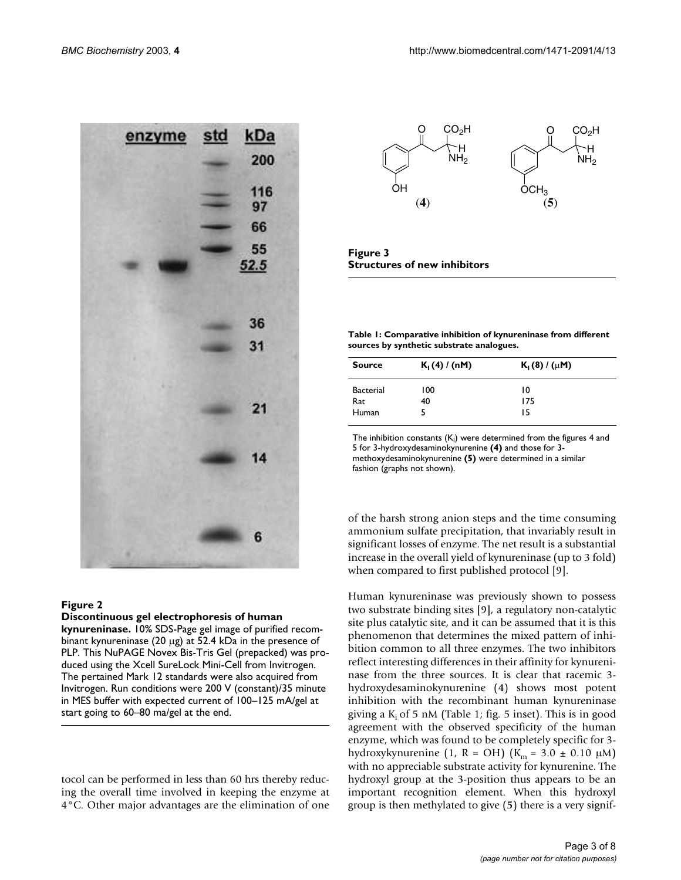**Figure 2**
**Discontinuous gel electrophoresis of human kynureninase.** 10% SDS-Page gel image of purified recombinant kynureninase (20 μg) at 52.4 kDa in the presence of PLP. This NuPAGE Novex Bis-Tris Gel (prepacked) was produced using the Xcell SureLock Mini-Cell from Invitrogen. The pertained Mark 12 standards were also acquired from Invitrogen. Run conditions were 200 V (constant)/35 minute in MES buffer with expected current of 100–125 mA/gel at start going to 60–80 ma/gel at the end.

**Figure 3**
**Structures of new inhibitors**

**Table 1: Comparative inhibition of kynureninase from different sources by synthetic substrate analogues.**

| Source | $K_I$ (4) / (nM) | $K_I$ (8) / (μM) |
|---|---|---|
| Bacterial | 100 | 10 |
| Rat | 40 | 175 |
| Human | 5 | 15 |

The inhibition constants ($K_I$) were determined from the figures 4 and 5 for 3-hydroxydesaminokynurenine **(4)** and those for 3-methoxydesaminokynurenine **(5)** were determined in a similar fashion (graphs not shown).

tocol can be performed in less than 60 hrs thereby reducing the overall time involved in keeping the enzyme at 4°C. Other major advantages are the elimination of one of the harsh strong anion steps and the time consuming ammonium sulfate precipitation, that invariably result in significant losses of enzyme. The net result is a substantial increase in the overall yield of kynureninase (up to 3 fold) when compared to first published protocol [9].

Human kynureninase was previously shown to possess two substrate binding sites [9], a regulatory non-catalytic site plus catalytic site, and it can be assumed that it is this phenomenon that determines the mixed pattern of inhibition common to all three enzymes. The two inhibitors reflect interesting differences in their affinity for kynureninase from the three sources. It is clear that racemic 3-hydroxydesaminokynurenine (4) shows most potent inhibition with the recombinant human kynureninase giving a $K_i$ of 5 nM (Table 1; fig. 5 inset). This is in good agreement with the observed specificity of the human enzyme, which was found to be completely specific for 3-hydroxykynurenine (1, R = OH) ($K_m$ = 3.0 ± 0.10 μM) with no appreciable substrate activity for kynurenine. The hydroxyl group at the 3-position thus appears to be an important recognition element. When this hydroxyl group is then methylated to give (5) there is a very signif-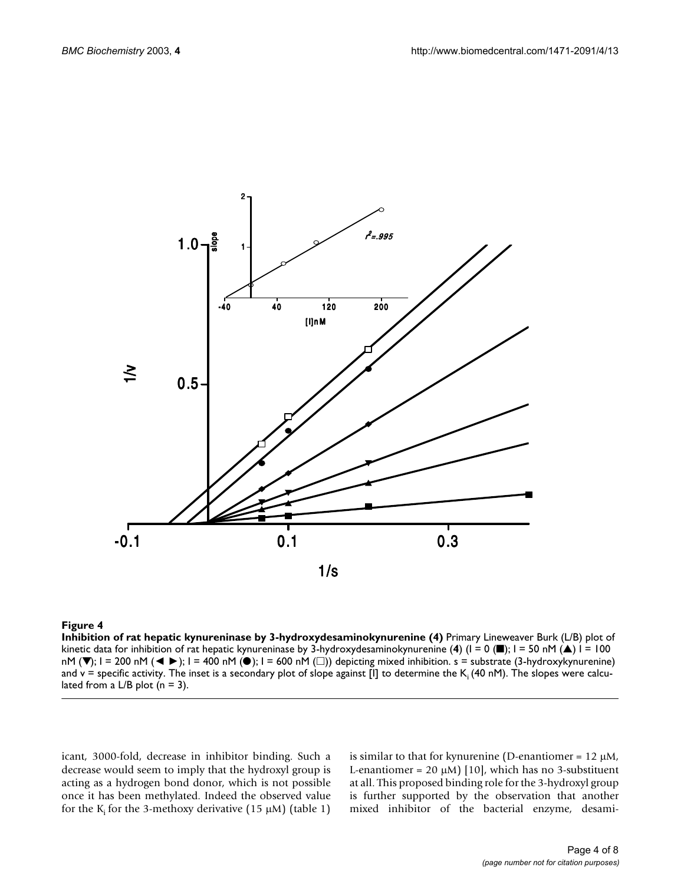**Figure 4**

**Inhibition of rat hepatic kynureninase by 3-hydroxydesaminokynurenine (4)** Primary Lineweaver Burk (L/B) plot of kinetic data for inhibition of rat hepatic kynureninase by 3-hydroxydesaminokynurenine (**4**) (I = 0 (■); I = 50 nM (▲) I = 100 nM (▼); I = 200 nM (◄ ►); I = 400 nM (●); I = 600 nM (□)) depicting mixed inhibition. s = substrate (3-hydroxykynurenine) and v = specific activity. The inset is a secondary plot of slope against [I] to determine the $K_i$ (40 nM). The slopes were calculated from a L/B plot (n = 3).

icant, 3000-fold, decrease in inhibitor binding. Such a decrease would seem to imply that the hydroxyl group is acting as a hydrogen bond donor, which is not possible once it has been methylated. Indeed the observed value for the $K_i$ for the 3-methoxy derivative (15 μM) (table 1) is similar to that for kynurenine (D-enantiomer = 12 μM, L-enantiomer = 20 μM) [10], which has no 3-substituent at all. This proposed binding role for the 3-hydroxyl group is further supported by the observation that another mixed inhibitor of the bacterial enzyme, desami-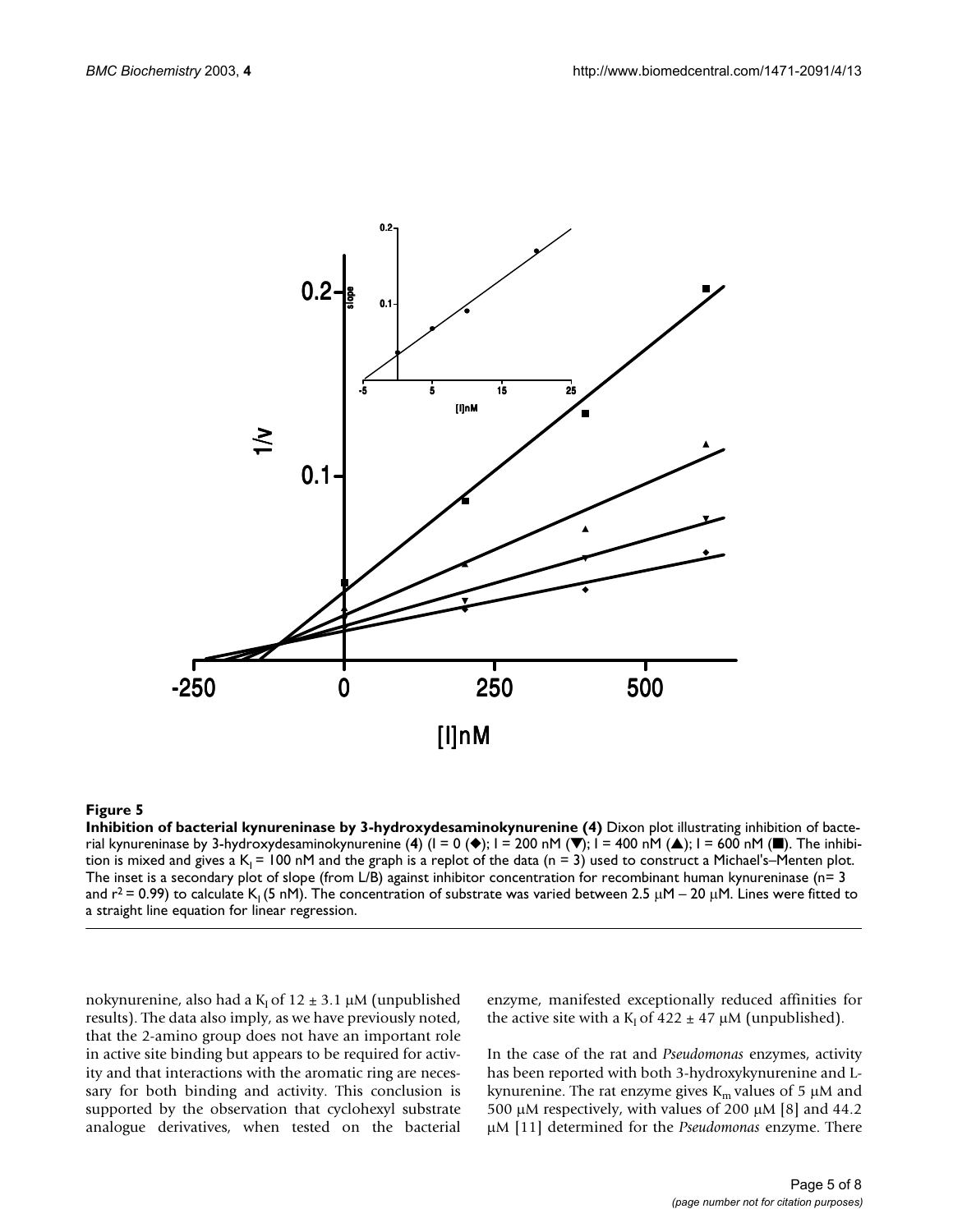**Figure 5**

**Inhibition of bacterial kynureninase by 3-hydroxydesaminokynurenine (4)** Dixon plot illustrating inhibition of bacterial kynureninase by 3-hydroxydesaminokynurenine (**4**) (I = 0 (◆); I = 200 nM (▼); I = 400 nM (▲); I = 600 nM (■). The inhibition is mixed and gives a $K_I$ = 100 nM and the graph is a replot of the data (n = 3) used to construct a Michael's–Menten plot. The inset is a secondary plot of slope (from L/B) against inhibitor concentration for recombinant human kynureninase (n= 3 and $r^2$ = 0.99) to calculate $K_I$ (5 nM). The concentration of substrate was varied between 2.5 μM – 20 μM. Lines were fitted to a straight line equation for linear regression.

nokynurenine, also had a $K_I$ of 12 ± 3.1 μM (unpublished results). The data also imply, as we have previously noted, that the 2-amino group does not have an important role in active site binding but appears to be required for activity and that interactions with the aromatic ring are necessary for both binding and activity. This conclusion is supported by the observation that cyclohexyl substrate analogue derivatives, when tested on the bacterial enzyme, manifested exceptionally reduced affinities for the active site with a $K_I$ of 422 ± 47 μM (unpublished).

In the case of the rat and *Pseudomonas* enzymes, activity has been reported with both 3-hydroxykynurenine and L-kynurenine. The rat enzyme gives $K_m$ values of 5 μM and 500 μM respectively, with values of 200 μM [8] and 44.2 μM [11] determined for the *Pseudomonas* enzyme. There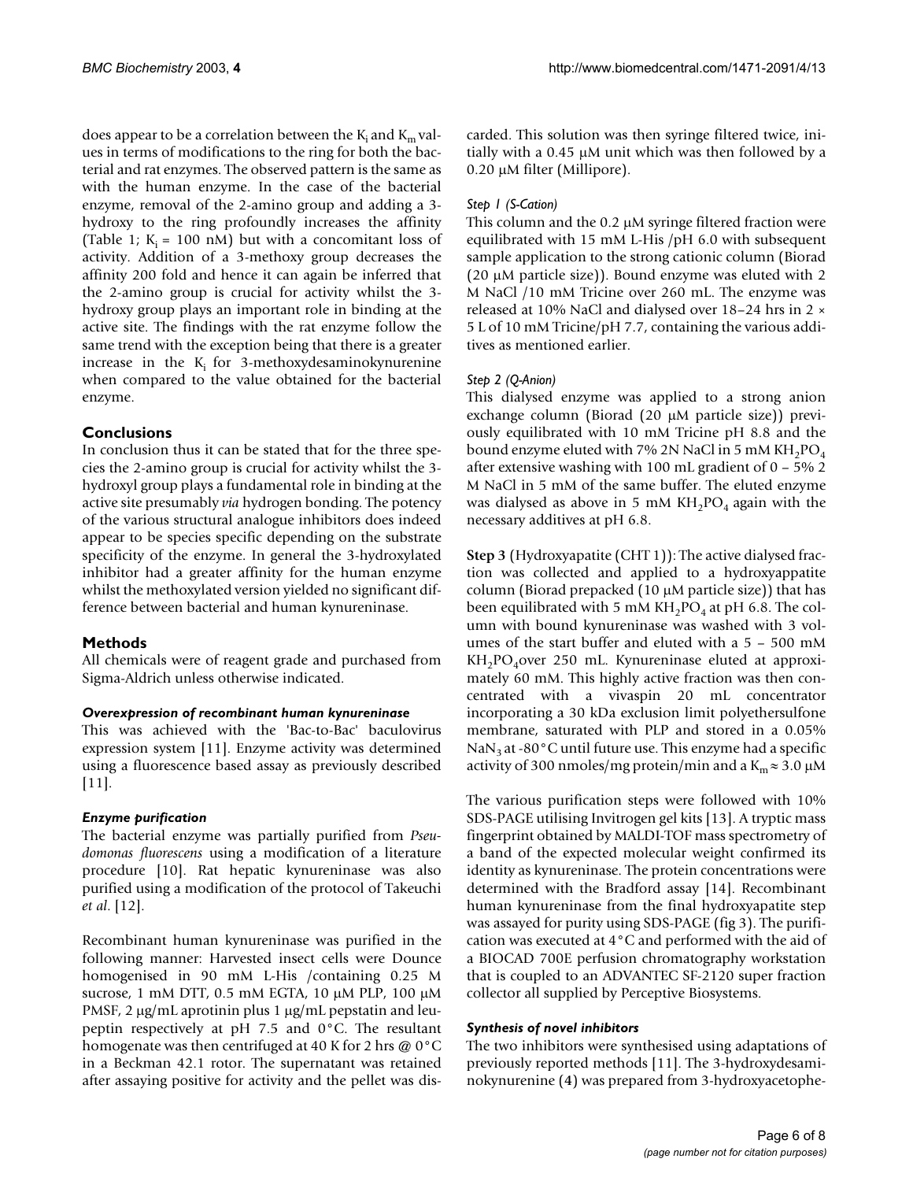does appear to be a correlation between the $K_i$ and $K_m$ values in terms of modifications to the ring for both the bacterial and rat enzymes. The observed pattern is the same as with the human enzyme. In the case of the bacterial enzyme, removal of the 2-amino group and adding a 3-hydroxy to the ring profoundly increases the affinity (Table 1; $K_i$ = 100 nM) but with a concomitant loss of activity. Addition of a 3-methoxy group decreases the affinity 200 fold and hence it can again be inferred that the 2-amino group is crucial for activity whilst the 3-hydroxy group plays an important role in binding at the active site. The findings with the rat enzyme follow the same trend with the exception being that there is a greater increase in the $K_i$ for 3-methoxydesaminokynurenine when compared to the value obtained for the bacterial enzyme.

## Conclusions

In conclusion thus it can be stated that for the three species the 2-amino group is crucial for activity whilst the 3-hydroxyl group plays a fundamental role in binding at the active site presumably *via* hydrogen bonding. The potency of the various structural analogue inhibitors does indeed appear to be species specific depending on the substrate specificity of the enzyme. In general the 3-hydroxylated inhibitor had a greater affinity for the human enzyme whilst the methoxylated version yielded no significant difference between bacterial and human kynureninase.

## Methods

All chemicals were of reagent grade and purchased from Sigma-Aldrich unless otherwise indicated.

### *Overexpression of recombinant human kynureninase*

This was achieved with the 'Bac-to-Bac' baculovirus expression system [11]. Enzyme activity was determined using a fluorescence based assay as previously described [11].

### *Enzyme purification*

The bacterial enzyme was partially purified from *Pseudomonas fluorescens* using a modification of a literature procedure [10]. Rat hepatic kynureninase was also purified using a modification of the protocol of Takeuchi *et al*. [12].

Recombinant human kynureninase was purified in the following manner: Harvested insect cells were Dounce homogenised in 90 mM L-His /containing 0.25 M sucrose, 1 mM DTT, 0.5 mM EGTA, 10 μM PLP, 100 μM PMSF, 2 μg/mL aprotinin plus 1 μg/mL pepstatin and leupeptin respectively at pH 7.5 and 0°C. The resultant homogenate was then centrifuged at 40 K for 2 hrs @ 0°C in a Beckman 42.1 rotor. The supernatant was retained after assaying positive for activity and the pellet was discarded. This solution was then syringe filtered twice, initially with a 0.45 μM unit which was then followed by a 0.20 μM filter (Millipore).

#### *Step 1 (S-Cation)*

This column and the 0.2 μM syringe filtered fraction were equilibrated with 15 mM L-His /pH 6.0 with subsequent sample application to the strong cationic column (Biorad (20 μM particle size)). Bound enzyme was eluted with 2 M NaCl /10 mM Tricine over 260 mL. The enzyme was released at 10% NaCl and dialysed over 18–24 hrs in 2 × 5 L of 10 mM Tricine/pH 7.7, containing the various additives as mentioned earlier.

#### *Step 2 (Q-Anion)*

This dialysed enzyme was applied to a strong anion exchange column (Biorad (20 μM particle size)) previously equilibrated with 10 mM Tricine pH 8.8 and the bound enzyme eluted with 7% 2N NaCl in 5 mM $KH_2PO_4$ after extensive washing with 100 mL gradient of 0 – 5% 2 M NaCl in 5 mM of the same buffer. The eluted enzyme was dialysed as above in 5 mM $KH_2PO_4$ again with the necessary additives at pH 6.8.

**Step 3** (Hydroxyapatite (CHT 1)): The active dialysed fraction was collected and applied to a hydroxyappatite column (Biorad prepacked (10 μM particle size)) that has been equilibrated with 5 mM $KH_2PO_4$ at pH 6.8. The column with bound kynureninase was washed with 3 volumes of the start buffer and eluted with a 5 – 500 mM $KH_2PO_4$over 250 mL. Kynureninase eluted at approximately 60 mM. This highly active fraction was then concentrated with a vivaspin 20 mL concentrator incorporating a 30 kDa exclusion limit polyethersulfone membrane, saturated with PLP and stored in a 0.05% $NaN_3$ at -80°C until future use. This enzyme had a specific activity of 300 nmoles/mg protein/min and a $K_m \approx 3.0$ μM

The various purification steps were followed with 10% SDS-PAGE utilising Invitrogen gel kits [13]. A tryptic mass fingerprint obtained by MALDI-TOF mass spectrometry of a band of the expected molecular weight confirmed its identity as kynureninase. The protein concentrations were determined with the Bradford assay [14]. Recombinant human kynureninase from the final hydroxyapatite step was assayed for purity using SDS-PAGE (fig 3). The purification was executed at 4°C and performed with the aid of a BIOCAD 700E perfusion chromatography workstation that is coupled to an ADVANTEC SF-2120 super fraction collector all supplied by Perceptive Biosystems.

### *Synthesis of novel inhibitors*

The two inhibitors were synthesised using adaptations of previously reported methods [11]. The 3-hydroxydesaminokynurenine (**4**) was prepared from 3-hydroxyacetophe-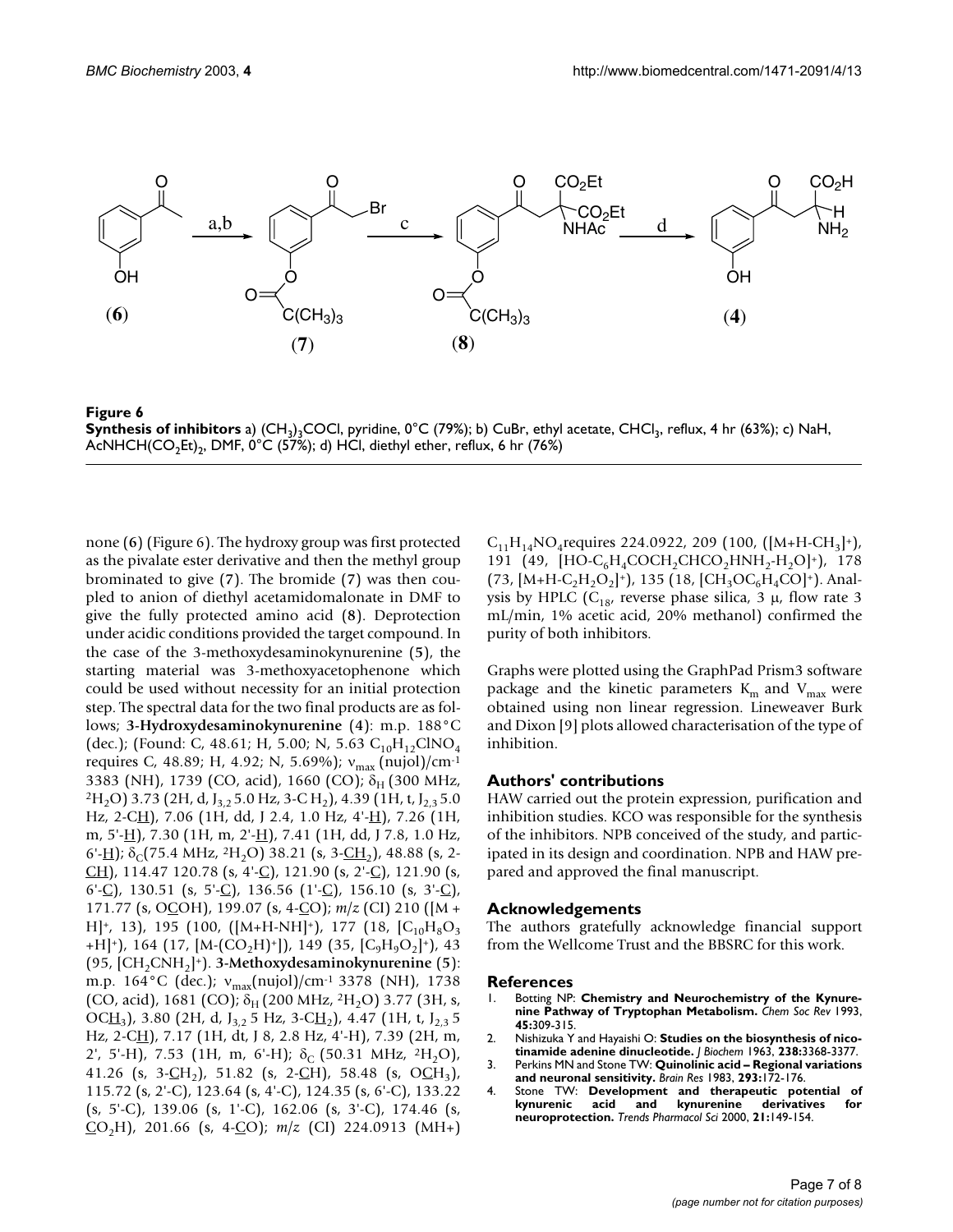**Figure 6**
**Synthesis of inhibitors** a) $(CH_3)_3COCl$, pyridine, 0°C (79%); b) CuBr, ethyl acetate, $CHCl_3$, reflux, 4 hr (63%); c) NaH, $AcNHCH(CO_2Et)_2$, DMF, 0°C (57%); d) HCl, diethyl ether, reflux, 6 hr (76%)

none (**6**) (Figure 6). The hydroxy group was first protected as the pivalate ester derivative and then the methyl group brominated to give (**7**). The bromide (**7**) was then coupled to anion of diethyl acetamidomalonate in DMF to give the fully protected amino acid (**8**). Deprotection under acidic conditions provided the target compound. In the case of the 3-methoxydesaminokynurenine (**5**), the starting material was 3-methoxyacetophenone which could be used without necessity for an initial protection step. The spectral data for the two final products are as follows; **3-Hydroxydesaminokynurenine** (**4**): m.p. 188°C (dec.); (Found: C, 48.61; H, 5.00; N, 5.63 $C_{10}H_{12}ClNO_4$ requires C, 48.89; H, 4.92; N, 5.69%); $\nu_{max}$ (nujol)/cm$^{-1}$ 3383 (NH), 1739 (CO, acid), 1660 (CO); $\delta_H$ (300 MHz, $^2H_2O$) 3.73 (2H, d, $J_{3,2}$ 5.0 Hz, 3-C H$_2$), 4.39 (1H, t, $J_{2,3}$ 5.0 Hz, 2-C<u>H</u>), 7.06 (1H, dd, J 2.4, 1.0 Hz, 4'-<u>H</u>), 7.26 (1H, m, 5'-<u>H</u>), 7.30 (1H, m, 2'-<u>H</u>), 7.41 (1H, dd, J 7.8, 1.0 Hz, 6'-<u>H</u>); $\delta_C$(75.4 MHz, $^2H_2O$) 38.21 (s, 3-<u>CH$_2$</u>), 48.88 (s, 2-<u>CH</u>), 114.47 120.78 (s, 4'-<u>C</u>), 121.90 (s, 2'-<u>C</u>), 121.90 (s, 6'-<u>C</u>), 130.51 (s, 5'-<u>C</u>), 136.56 (1'-<u>C</u>), 156.10 (s, 3'-<u>C</u>), 171.77 (s, O<u>C</u>OH), 199.07 (s, 4-<u>C</u>O); *m/z* (CI) 210 ([M + H]$^+$, 13), 195 (100, ([M+H-NH]$^+$), 177 (18, [$C_{10}H_8O_3$ +H]$^+$), 164 (17, [M-(CO$_2$H)$^+$]), 149 (35, [$C_9H_9O_2$]$^+$), 43 (95, [$CH_2CNH_2$]$^+$). **3-Methoxydesaminokynurenine** (**5**): m.p. 164°C (dec.); $\nu_{max}$(nujol)/cm$^{-1}$ 3378 (NH), 1738 (CO, acid), 1681 (CO); $\delta_H$ (200 MHz, $^2H_2O$) 3.77 (3H, s, OC<u>H$_3$</u>), 3.80 (2H, d, $J_{3,2}$ 5 Hz, 3-C<u>H$_2$</u>), 4.47 (1H, t, $J_{2,3}$ 5 Hz, 2-C<u>H</u>), 7.17 (1H, dt, J 8, 2.8 Hz, 4'-H), 7.39 (2H, m, 2', 5'-H), 7.53 (1H, m, 6'-H); $\delta_C$ (50.31 MHz, $^2H_2O$), 41.26 (s, 3-<u>C</u>H$_2$), 51.82 (s, 2-<u>C</u>H), 58.48 (s, O<u>C</u>H$_3$), 115.72 (s, 2'-C), 123.64 (s, 4'-C), 124.35 (s, 6'-C), 133.22 (s, 5'-C), 139.06 (s, 1'-C), 162.06 (s, 3'-C), 174.46 (s, <u>C</u>O$_2$H), 201.66 (s, 4-<u>C</u>O); *m/z* (CI) 224.0913 (MH+) $C_{11}H_{14}NO_4$requires 224.0922, 209 (100, ([M+H-CH$_3$]$^+$), 191 (49, [HO-$C_6H_4$COCH$_2$CHCO$_2$HNH$_2$-H$_2$O]$^+$), 178 (73, [M+H-$C_2H_2O_2$]$^+$), 135 (18, [CH$_3$OC$_6$H$_4$CO]$^+$). Analysis by HPLC ($C_{18}$, reverse phase silica, 3 μ, flow rate 3 mL/min, 1% acetic acid, 20% methanol) confirmed the purity of both inhibitors.

Graphs were plotted using the GraphPad Prism3 software package and the kinetic parameters $K_m$ and $V_{max}$ were obtained using non linear regression. Lineweaver Burk and Dixon [9] plots allowed characterisation of the type of inhibition.

## Authors' contributions

HAW carried out the protein expression, purification and inhibition studies. KCO was responsible for the synthesis of the inhibitors. NPB conceived of the study, and participated in its design and coordination. NPB and HAW prepared and approved the final manuscript.

## Acknowledgements

The authors gratefully acknowledge financial support from the Wellcome Trust and the BBSRC for this work.

## References

1. Botting NP: **Chemistry and Neurochemistry of the Kynurenine Pathway of Tryptophan Metabolism.** *Chem Soc Rev* 1993, **45:**309-315.
2. Nishizuka Y and Hayaishi O: **Studies on the biosynthesis of nicotinamide adenine dinucleotide.** *J Biochem* 1963, **238:**3368-3377.
3. Perkins MN and Stone TW: **Quinolinic acid – Regional variations and neuronal sensitivity.** *Brain Res* 1983, **293:**172-176.
4. Stone TW: **Development and therapeutic potential of kynurenic acid and kynurenine derivatives for neuroprotection.** *Trends Pharmacol Sci* 2000, **21:**149-154.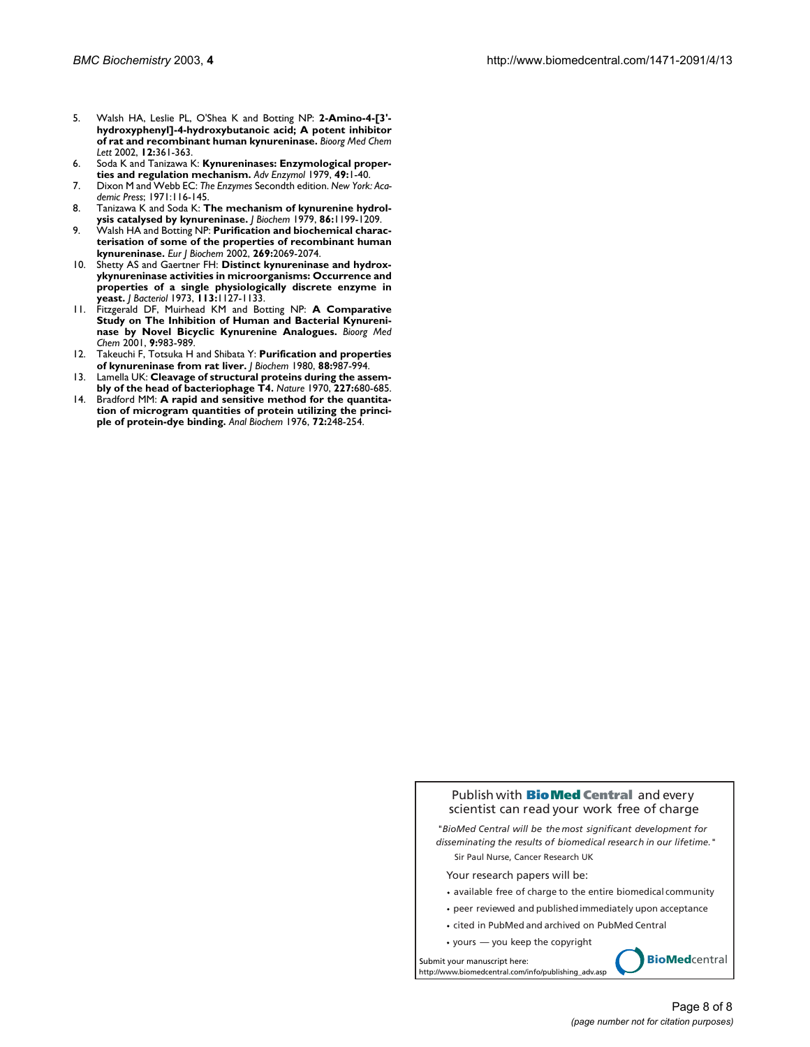5. Walsh HA, Leslie PL, O'Shea K and Botting NP: **2-Amino-4-[3'-hydroxyphenyl]-4-hydroxybutanoic acid; A potent inhibitor of rat and recombinant human kynureninase.** *Bioorg Med Chem Lett* 2002, **12:**361-363.
6. Soda K and Tanizawa K: **Kynureninases: Enzymological properties and regulation mechanism.** *Adv Enzymol* 1979, **49:**1-40.
7. Dixon M and Webb EC: *The Enzymes* Secondth edition. *New York: Academic Press*; 1971:116-145.
8. Tanizawa K and Soda K: **The mechanism of kynurenine hydrolysis catalysed by kynureninase.** *J Biochem* 1979, **86:**1199-1209.
9. Walsh HA and Botting NP: **Purification and biochemical characterisation of some of the properties of recombinant human kynureninase.** *Eur J Biochem* 2002, **269:**2069-2074.
10. Shetty AS and Gaertner FH: **Distinct kynureninase and hydroxykynureninase activities in microorganisms: Occurrence and properties of a single physiologically discrete enzyme in yeast.** *J Bacteriol* 1973, **113:**1127-1133.
11. Fitzgerald DF, Muirhead KM and Botting NP: **A Comparative Study on The Inhibition of Human and Bacterial Kynureninase by Novel Bicyclic Kynurenine Analogues.** *Bioorg Med Chem* 2001, **9:**983-989.
12. Takeuchi F, Totsuka H and Shibata Y: **Purification and properties of kynureninase from rat liver.** *J Biochem* 1980, **88:**987-994.
13. Lamella UK: **Cleavage of structural proteins during the assembly of the head of bacteriophage T4.** *Nature* 1970, **227:**680-685.
14. Bradford MM: **A rapid and sensitive method for the quantitation of microgram quantities of protein utilizing the principle of protein-dye binding.** *Anal Biochem* 1976, **72:**248-254.

Publish with **BioMed Central** and every scientist can read your work free of charge

*"BioMed Central will be the most significant development for disseminating the results of biomedical research in our lifetime."*

Sir Paul Nurse, Cancer Research UK

Your research papers will be:

- available free of charge to the entire biomedical community
- peer reviewed and published immediately upon acceptance
- cited in PubMed and archived on PubMed Central
- yours — you keep the copyright

Submit your manuscript here:
http://www.biomedcentral.com/info/publishing_adv.asp

**BioMed**central